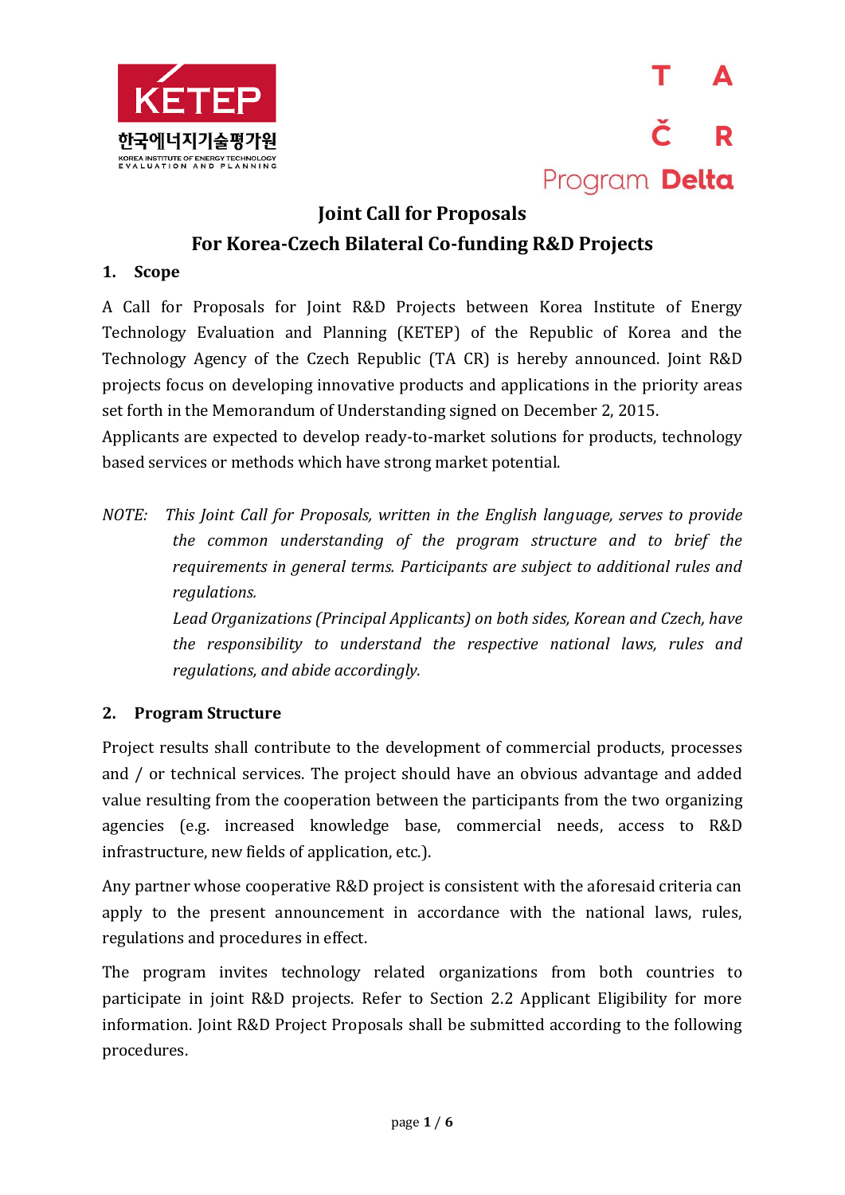# Joint Call for Proposals

# For Korea-Czech Bilateral Co-funding R&D Projects

## 1. Scope

A Call for Proposals for Joint R&D Projects between Korea Institute of Energy Technology Evaluation and Planning (KETEP) of the Republic of Korea and the Technology Agency of the Czech Republic (TA CR) is hereby announced. Joint R&D projects focus on developing innovative products and applications in the priority areas set forth in the Memorandum of Understanding signed on December 2, 2015.

Applicants are expected to develop ready-to-market solutions for products, technology based services or methods which have strong market potential.

*NOTE: This Joint Call for Proposals, written in the English language, serves to provide the common understanding of the program structure and to brief the requirements in general terms. Participants are subject to additional rules and regulations.*

*Lead Organizations (Principal Applicants) on both sides, Korean and Czech, have the responsibility to understand the respective national laws, rules and regulations, and abide accordingly.*

## 2. Program Structure

Project results shall contribute to the development of commercial products, processes and / or technical services. The project should have an obvious advantage and added value resulting from the cooperation between the participants from the two organizing agencies (e.g. increased knowledge base, commercial needs, access to R&D infrastructure, new fields of application, etc.).

Any partner whose cooperative R&D project is consistent with the aforesaid criteria can apply to the present announcement in accordance with the national laws, rules, regulations and procedures in effect.

The program invites technology related organizations from both countries to participate in joint R&D projects. Refer to Section 2.2 Applicant Eligibility for more information. Joint R&D Project Proposals shall be submitted according to the following procedures.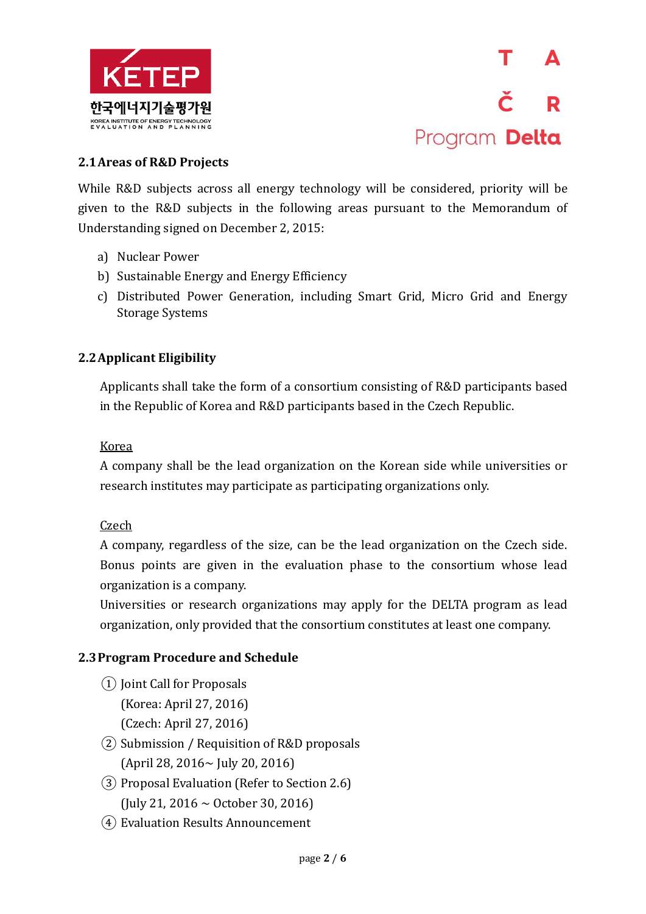### 2.1 Areas of R&D Projects

While R&D subjects across all energy technology will be considered, priority will be given to the R&D subjects in the following areas pursuant to the Memorandum of Understanding signed on December 2, 2015:

a) Nuclear Power
b) Sustainable Energy and Energy Efficiency
c) Distributed Power Generation, including Smart Grid, Micro Grid and Energy Storage Systems

### 2.2 Applicant Eligibility

Applicants shall take the form of a consortium consisting of R&D participants based in the Republic of Korea and R&D participants based in the Czech Republic.

<u>Korea</u>
A company shall be the lead organization on the Korean side while universities or research institutes may participate as participating organizations only.

<u>Czech</u>
A company, regardless of the size, can be the lead organization on the Czech side. Bonus points are given in the evaluation phase to the consortium whose lead organization is a company.
Universities or research organizations may apply for the DELTA program as lead organization, only provided that the consortium constitutes at least one company.

### 2.3 Program Procedure and Schedule

① Joint Call for Proposals
(Korea: April 27, 2016)
(Czech: April 27, 2016)

② Submission / Requisition of R&D proposals
(April 28, 2016~ July 20, 2016)

③ Proposal Evaluation (Refer to Section 2.6)
(July 21, 2016 ~ October 30, 2016)

④ Evaluation Results Announcement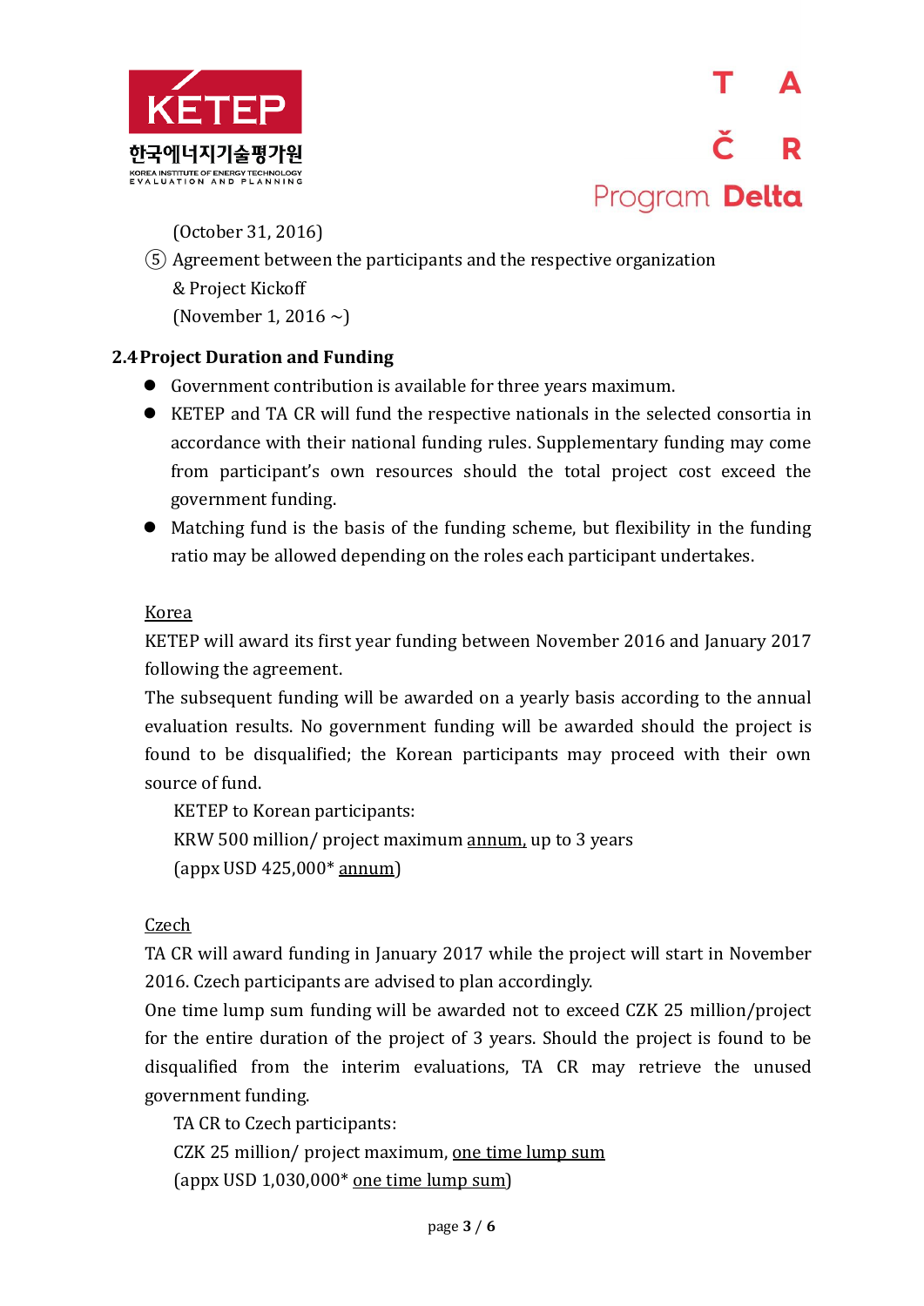(October 31, 2016)

⑤ Agreement between the participants and the respective organization & Project Kickoff
(November 1, 2016 ~)

### 2.4 Project Duration and Funding

- Government contribution is available for three years maximum.
- KETEP and TA CR will fund the respective nationals in the selected consortia in accordance with their national funding rules. Supplementary funding may come from participant's own resources should the total project cost exceed the government funding.
- Matching fund is the basis of the funding scheme, but flexibility in the funding ratio may be allowed depending on the roles each participant undertakes.

<u>Korea</u>

KETEP will award its first year funding between November 2016 and January 2017 following the agreement.

The subsequent funding will be awarded on a yearly basis according to the annual evaluation results. No government funding will be awarded should the project is found to be disqualified; the Korean participants may proceed with their own source of fund.

KETEP to Korean participants:
KRW 500 million/ project maximum <u>annum,</u> up to 3 years
(appx USD 425,000* <u>annum</u>)

<u>Czech</u>

TA CR will award funding in January 2017 while the project will start in November 2016. Czech participants are advised to plan accordingly.

One time lump sum funding will be awarded not to exceed CZK 25 million/project for the entire duration of the project of 3 years. Should the project is found to be disqualified from the interim evaluations, TA CR may retrieve the unused government funding.

TA CR to Czech participants:
CZK 25 million/ project maximum, <u>one time lump sum</u>
(appx USD 1,030,000* <u>one time lump sum</u>)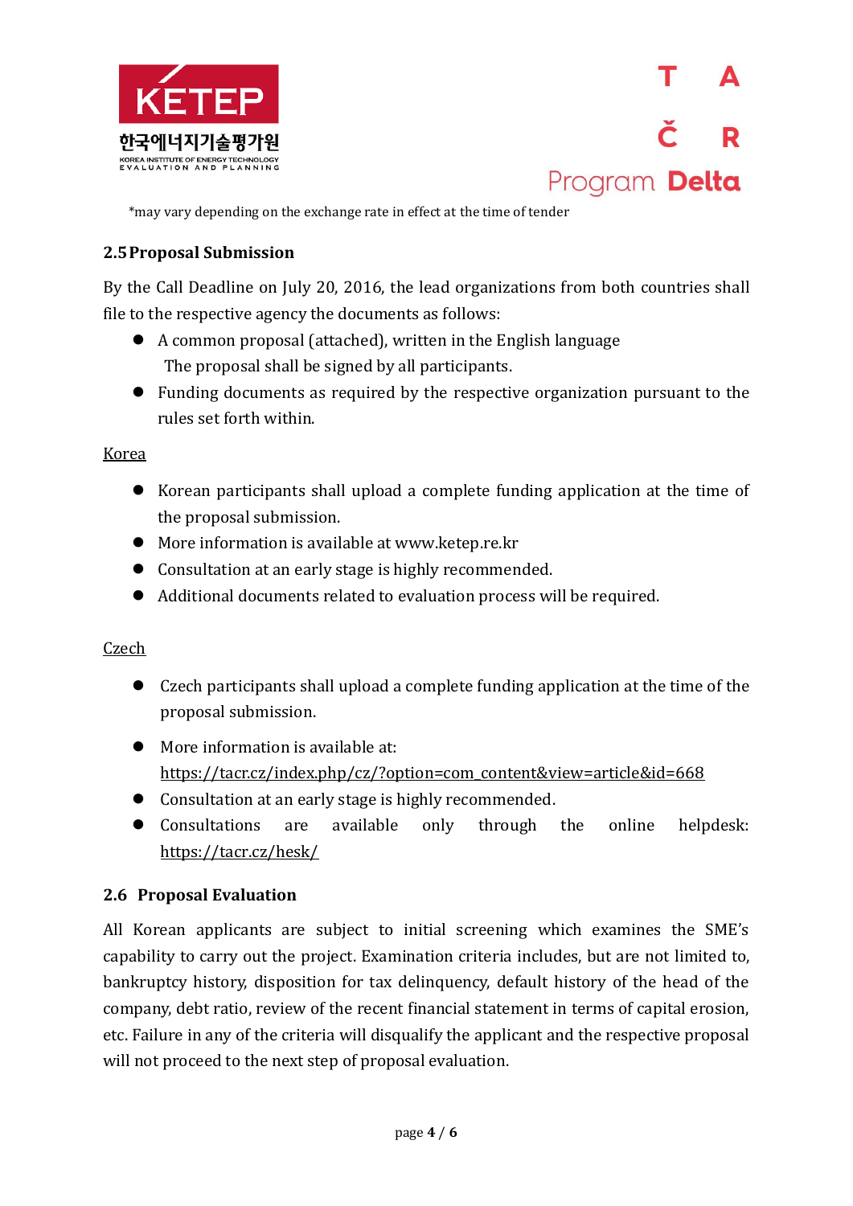*may vary depending on the exchange rate in effect at the time of tender

### 2.5 Proposal Submission

By the Call Deadline on July 20, 2016, the lead organizations from both countries shall file to the respective agency the documents as follows:

- A common proposal (attached), written in the English language
  The proposal shall be signed by all participants.
- Funding documents as required by the respective organization pursuant to the rules set forth within.

<u>Korea</u>

- Korean participants shall upload a complete funding application at the time of the proposal submission.
- More information is available at www.ketep.re.kr
- Consultation at an early stage is highly recommended.
- Additional documents related to evaluation process will be required.

<u>Czech</u>

- Czech participants shall upload a complete funding application at the time of the proposal submission.
- More information is available at: https://tacr.cz/index.php/cz/?option=com_content&view=article&id=668
- Consultation at an early stage is highly recommended.
- Consultations are available only through the online helpdesk: https://tacr.cz/hesk/

### 2.6 Proposal Evaluation

All Korean applicants are subject to initial screening which examines the SME's capability to carry out the project. Examination criteria includes, but are not limited to, bankruptcy history, disposition for tax delinquency, default history of the head of the company, debt ratio, review of the recent financial statement in terms of capital erosion, etc. Failure in any of the criteria will disqualify the applicant and the respective proposal will not proceed to the next step of proposal evaluation.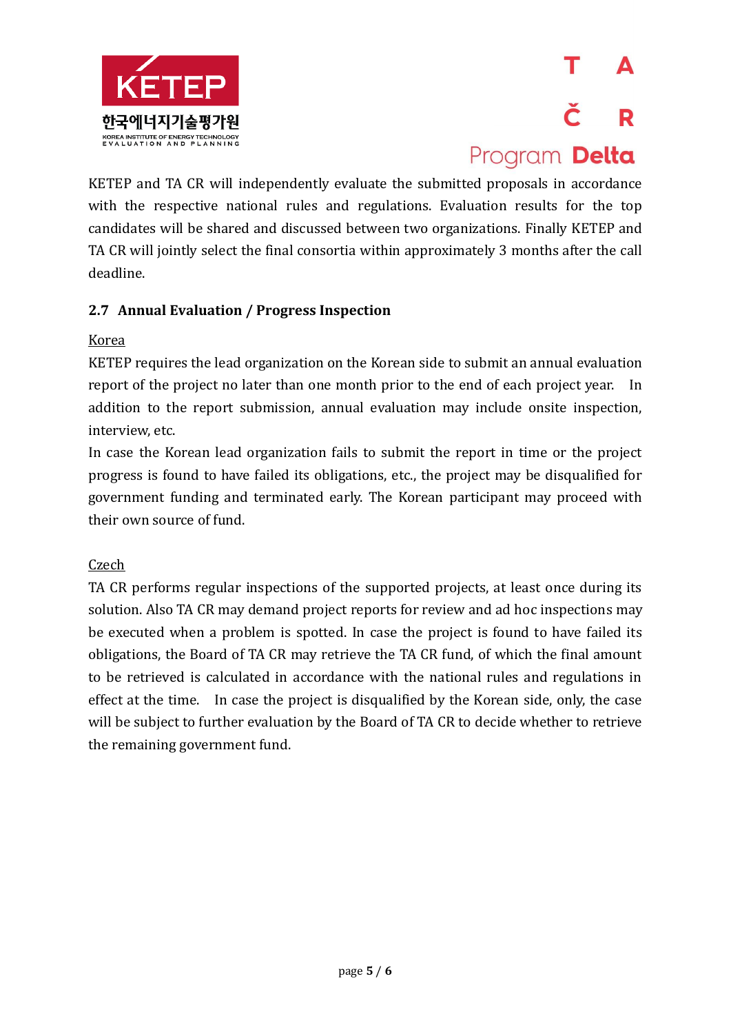KETEP and TA CR will independently evaluate the submitted proposals in accordance with the respective national rules and regulations. Evaluation results for the top candidates will be shared and discussed between two organizations. Finally KETEP and TA CR will jointly select the final consortia within approximately 3 months after the call deadline.

### 2.7 Annual Evaluation / Progress Inspection

Korea

KETEP requires the lead organization on the Korean side to submit an annual evaluation report of the project no later than one month prior to the end of each project year. In addition to the report submission, annual evaluation may include onsite inspection, interview, etc.

In case the Korean lead organization fails to submit the report in time or the project progress is found to have failed its obligations, etc., the project may be disqualified for government funding and terminated early. The Korean participant may proceed with their own source of fund.

Czech

TA CR performs regular inspections of the supported projects, at least once during its solution. Also TA CR may demand project reports for review and ad hoc inspections may be executed when a problem is spotted. In case the project is found to have failed its obligations, the Board of TA CR may retrieve the TA CR fund, of which the final amount to be retrieved is calculated in accordance with the national rules and regulations in effect at the time. In case the project is disqualified by the Korean side, only, the case will be subject to further evaluation by the Board of TA CR to decide whether to retrieve the remaining government fund.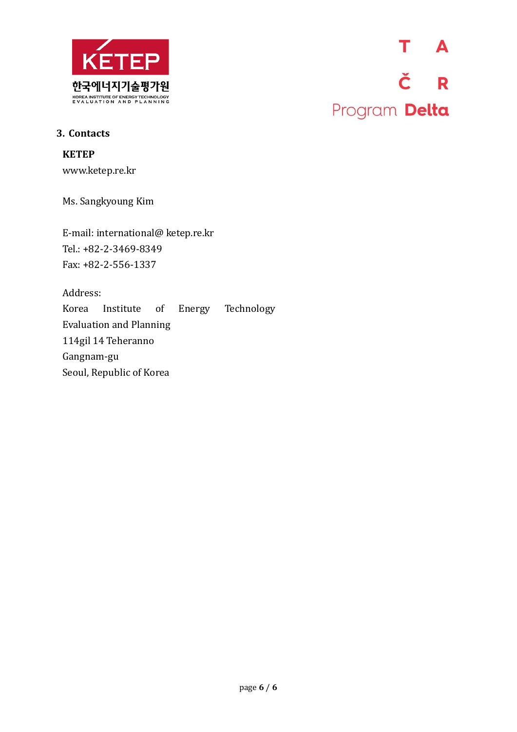## 3. Contacts

**KETEP**

www.ketep.re.kr

Ms. Sangkyoung Kim

E-mail: international@ ketep.re.kr
Tel.: +82-2-3469-8349
Fax: +82-2-556-1337

Address:
Korea Institute of Energy Technology Evaluation and Planning
114gil 14 Teheranno
Gangnam-gu
Seoul, Republic of Korea